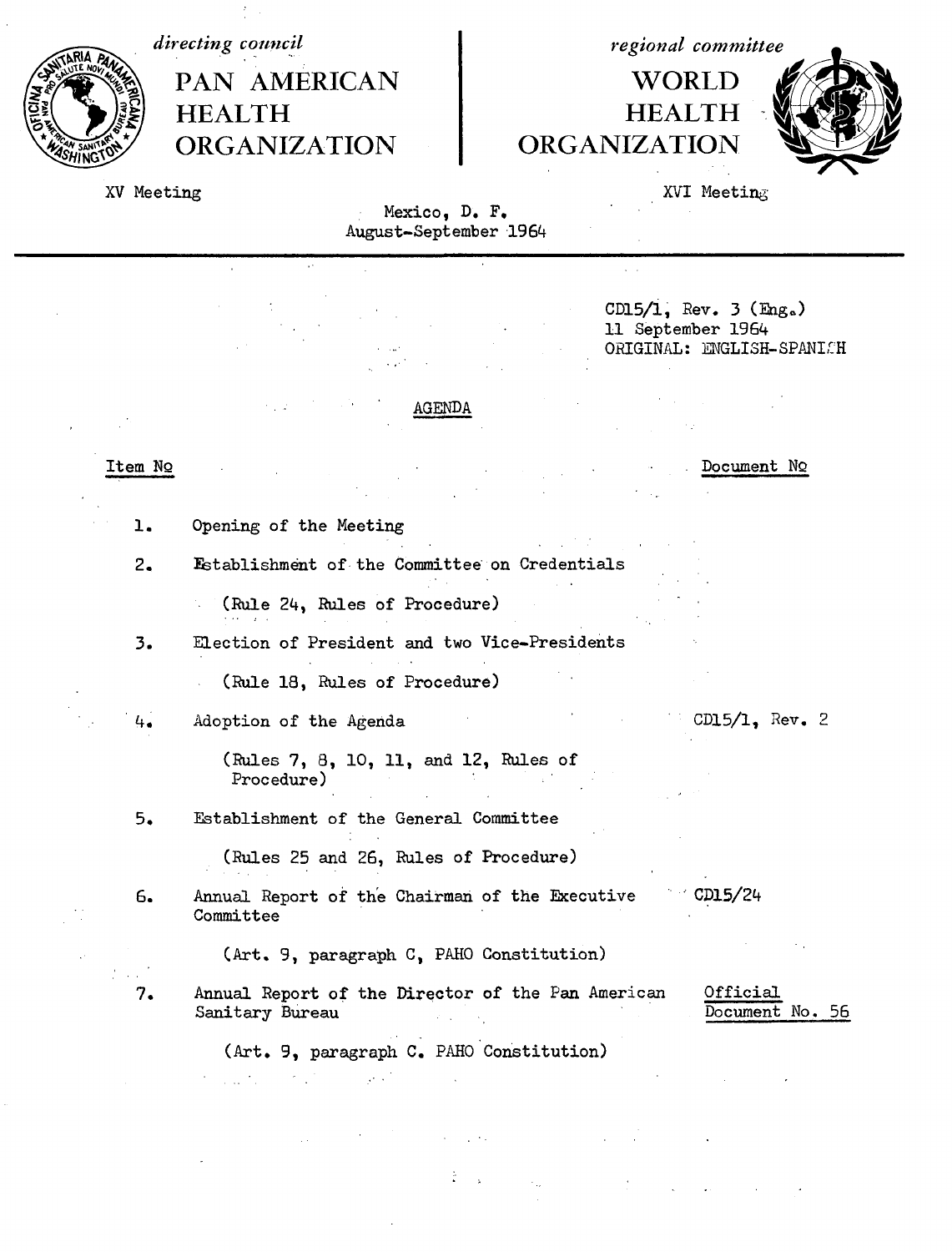*directing council*

**PAN AMERICAN HEALTH ORGANIZATION**

*regional committee*

**WORLD HEALTH ORGANIZATION**

XV Meeting

XVI Meeting

Mexico, D. F.
August-September 1964

CD15/1, Rev. 3 (Eng.)
11 September 1964
ORIGINAL: ENGLISH-SPANISH

## AGENDA

| Item No | | Document No |
|---|---|---|
| 1. | Opening of the Meeting | |
| 2. | Establishment of the Committee on Credentials<br>(Rule 24, Rules of Procedure) | |
| 3. | Election of President and two Vice-Presidents<br>(Rule 18, Rules of Procedure) | |
| 4. | Adoption of the Agenda<br>(Rules 7, 8, 10, 11, and 12, Rules of Procedure) | CD15/1, Rev. 2 |
| 5. | Establishment of the General Committee<br>(Rules 25 and 26, Rules of Procedure) | |
| 6. | Annual Report of the Chairman of the Executive Committee<br>(Art. 9, paragraph C, PAHO Constitution) | CD15/24 |
| 7. | Annual Report of the Director of the Pan American Sanitary Bureau<br>(Art. 9, paragraph C. PAHO Constitution) | Official Document No. 56 |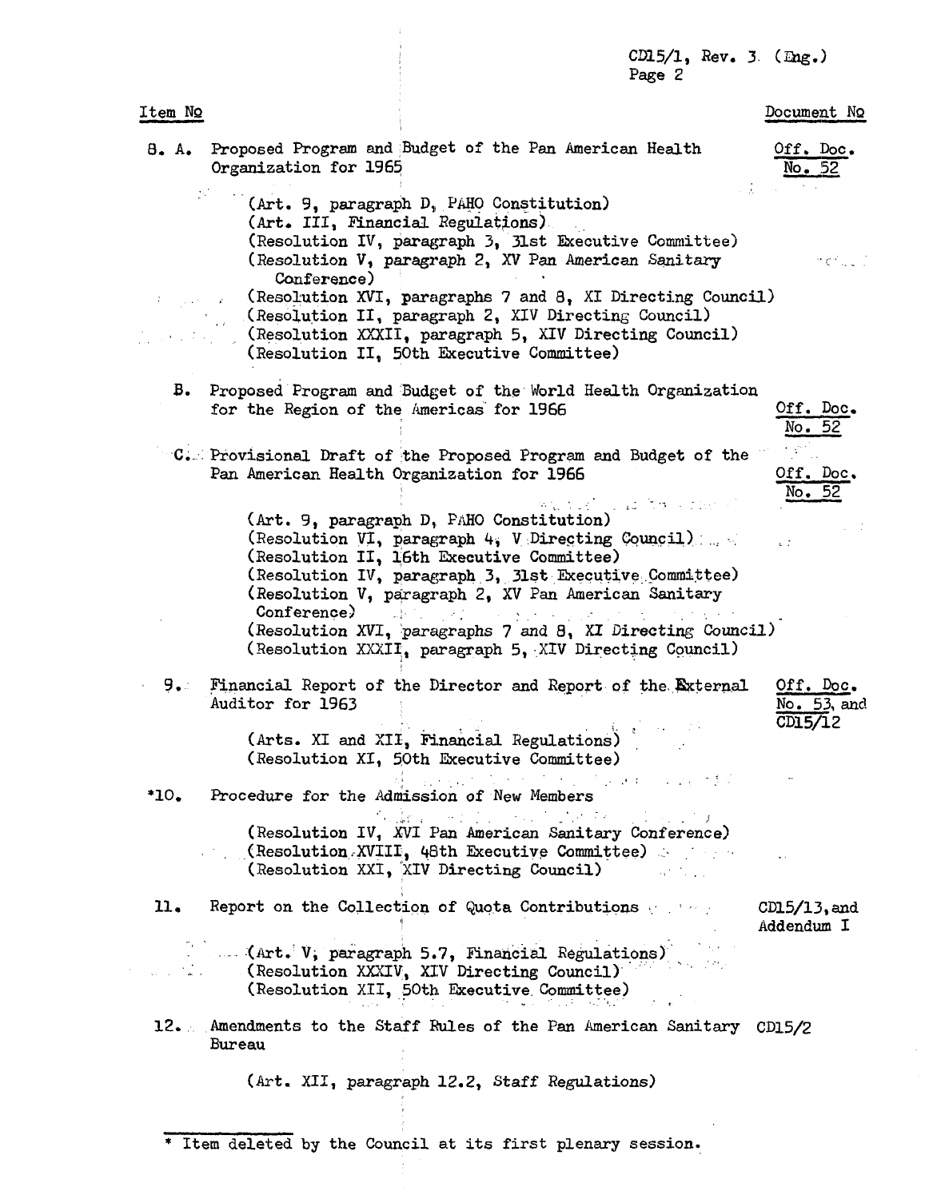| Item No | | Document No |
|---|---|---|
| 8. A. | Proposed Program and Budget of the Pan American Health Organization for 1965 | Off. Doc. No. 52 |
| | (Art. 9, paragraph D, PAHO Constitution)<br>(Art. III, Financial Regulations)<br>(Resolution IV, paragraph 3, 31st Executive Committee)<br>(Resolution V, paragraph 2, XV Pan American Sanitary Conference)<br>(Resolution XVI, paragraphs 7 and 8, XI Directing Council)<br>(Resolution II, paragraph 2, XIV Directing Council)<br>(Resolution XXXII, paragraph 5, XIV Directing Council)<br>(Resolution II, 50th Executive Committee) | |
| B. | Proposed Program and Budget of the World Health Organization for the Region of the Americas for 1966 | Off. Doc. No. 52 |
| C. | Provisional Draft of the Proposed Program and Budget of the Pan American Health Organization for 1966 | Off. Doc. No. 52 |
| | (Art. 9, paragraph D, PAHO Constitution)<br>(Resolution VI, paragraph 4, V Directing Council)<br>(Resolution II, 16th Executive Committee)<br>(Resolution IV, paragraph 3, 31st Executive Committee)<br>(Resolution V, paragraph 2, XV Pan American Sanitary Conference)<br>(Resolution XVI, paragraphs 7 and 8, XI Directing Council)<br>(Resolution XXXII, paragraph 5, XIV Directing Council) | |
| 9. | Financial Report of the Director and Report of the External Auditor for 1963 | Off. Doc. No. 53, and CD15/12 |
| | (Arts. XI and XII, Financial Regulations)<br>(Resolution XI, 50th Executive Committee) | |
| *10. | Procedure for the Admission of New Members | |
| | (Resolution IV, XVI Pan American Sanitary Conference)<br>(Resolution XVIII, 48th Executive Committee)<br>(Resolution XXI, XIV Directing Council) | |
| 11. | Report on the Collection of Quota Contributions | CD15/13, and Addendum I |
| | (Art. V, paragraph 5.7, Financial Regulations)<br>(Resolution XXXIV, XIV Directing Council)<br>(Resolution XII, 50th Executive Committee) | |
| 12. | Amendments to the Staff Rules of the Pan American Sanitary Bureau | CD15/2 |
| | (Art. XII, paragraph 12.2, Staff Regulations) | |

* Item deleted by the Council at its first plenary session.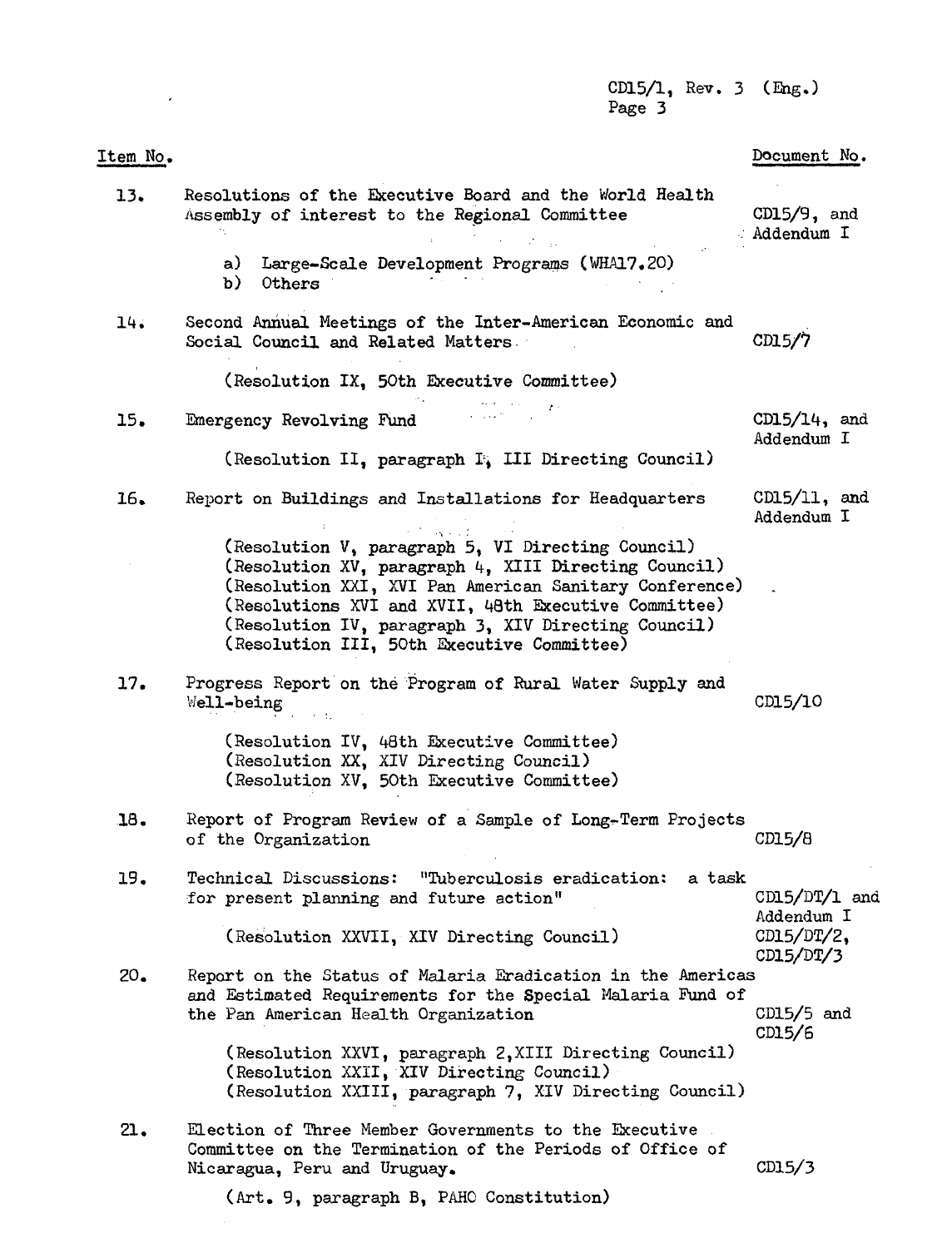| Item No. | | Document No. |
|---|---|---|
| 13. | Resolutions of the Executive Board and the World Health Assembly of interest to the Regional Committee<br><br>a) Large-Scale Development Programs (WHA17.20)<br>b) Others | CD15/9, and Addendum I |
| 14. | Second Annual Meetings of the Inter-American Economic and Social Council and Related Matters<br><br>(Resolution IX, 50th Executive Committee) | CD15/7 |
| 15. | Emergency Revolving Fund<br><br>(Resolution II, paragraph I, III Directing Council) | CD15/14, and Addendum I |
| 16. | Report on Buildings and Installations for Headquarters<br><br>(Resolution V, paragraph 5, VI Directing Council)<br>(Resolution XV, paragraph 4, XIII Directing Council)<br>(Resolution XXI, XVI Pan American Sanitary Conference)<br>(Resolutions XVI and XVII, 48th Executive Committee)<br>(Resolution IV, paragraph 3, XIV Directing Council)<br>(Resolution III, 50th Executive Committee) | CD15/11, and Addendum I |
| 17. | Progress Report on the Program of Rural Water Supply and Well-being<br><br>(Resolution IV, 48th Executive Committee)<br>(Resolution XX, XIV Directing Council)<br>(Resolution XV, 50th Executive Committee) | CD15/10 |
| 18. | Report of Program Review of a Sample of Long-Term Projects of the Organization | CD15/8 |
| 19. | Technical Discussions: "Tuberculosis eradication: a task for present planning and future action"<br><br>(Resolution XXVII, XIV Directing Council) | CD15/DT/1 and Addendum I<br>CD15/DT/2,<br>CD15/DT/3 |
| 20. | Report on the Status of Malaria Eradication in the Americas and Estimated Requirements for the Special Malaria Fund of the Pan American Health Organization<br><br>(Resolution XXVI, paragraph 2, XIII Directing Council)<br>(Resolution XXII, XIV Directing Council)<br>(Resolution XXIII, paragraph 7, XIV Directing Council) | CD15/5 and CD15/6 |
| 21. | Election of Three Member Governments to the Executive Committee on the Termination of the Periods of Office of Nicaragua, Peru and Uruguay.<br><br>(Art. 9, paragraph B, PAHO Constitution) | CD15/3 |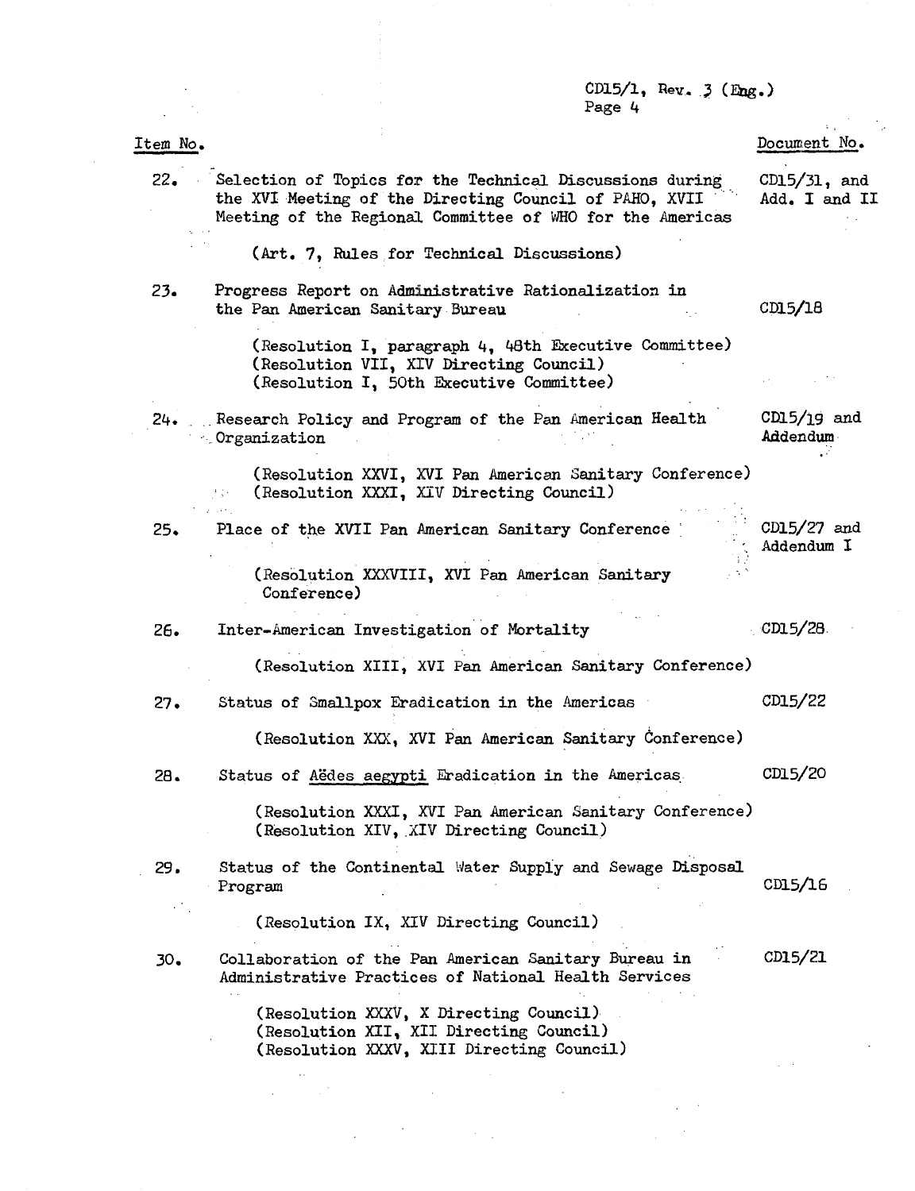| Item No. | | Document No. |
|---|---|---|
| 22. | Selection of Topics for the Technical Discussions during the XVI Meeting of the Directing Council of PAHO, XVII Meeting of the Regional Committee of WHO for the Americas<br><br>(Art. 7, Rules for Technical Discussions) | CD15/31, and Add. I and II |
| 23. | Progress Report on Administrative Rationalization in the Pan American Sanitary Bureau<br><br>(Resolution I, paragraph 4, 48th Executive Committee)<br>(Resolution VII, XIV Directing Council)<br>(Resolution I, 50th Executive Committee) | CD15/18 |
| 24. | Research Policy and Program of the Pan American Health Organization<br><br>(Resolution XXVI, XVI Pan American Sanitary Conference)<br>(Resolution XXXI, XIV Directing Council) | CD15/19 and Addendum |
| 25. | Place of the XVII Pan American Sanitary Conference<br><br>(Resolution XXXVIII, XVI Pan American Sanitary Conference) | CD15/27 and Addendum I |
| 26. | Inter-American Investigation of Mortality<br><br>(Resolution XIII, XVI Pan American Sanitary Conference) | CD15/28 |
| 27. | Status of Smallpox Eradication in the Americas<br><br>(Resolution XXX, XVI Pan American Sanitary Conference) | CD15/22 |
| 28. | Status of _Aëdes aegypti_ Eradication in the Americas<br><br>(Resolution XXXI, XVI Pan American Sanitary Conference)<br>(Resolution XIV, XIV Directing Council) | CD15/20 |
| 29. | Status of the Continental Water Supply and Sewage Disposal Program<br><br>(Resolution IX, XIV Directing Council) | CD15/16 |
| 30. | Collaboration of the Pan American Sanitary Bureau in Administrative Practices of National Health Services<br><br>(Resolution XXXV, X Directing Council)<br>(Resolution XII, XII Directing Council)<br>(Resolution XXXV, XIII Directing Council) | CD15/21 |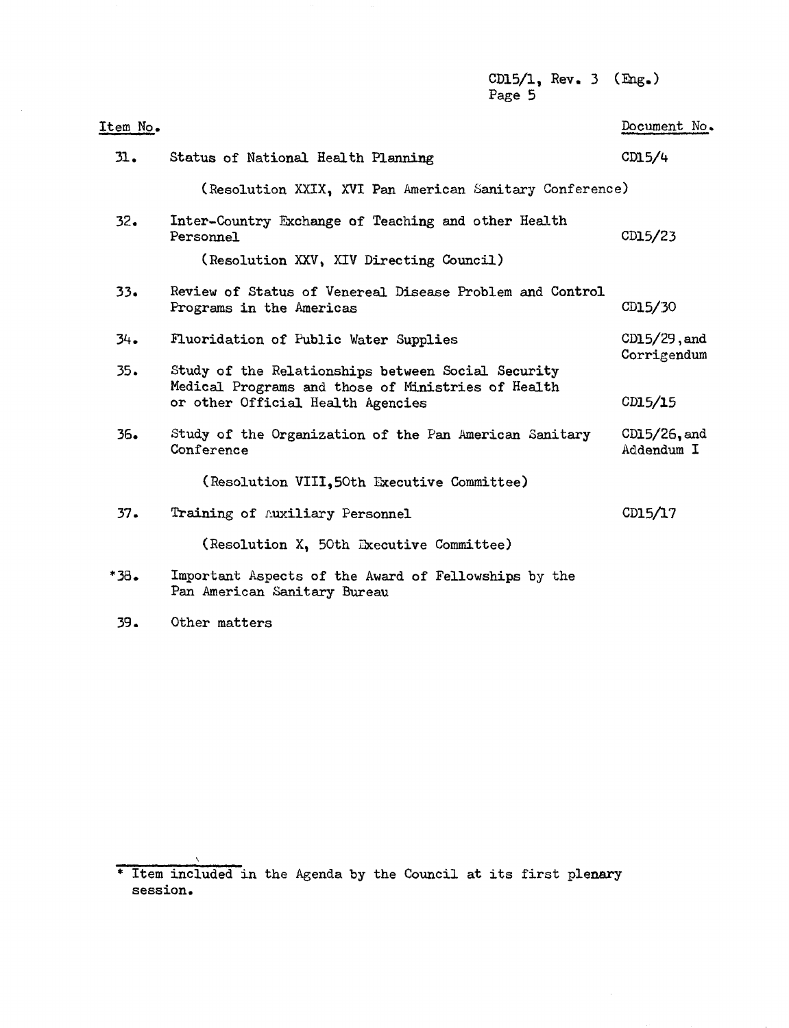| Item No. | | Document No. |
|---|---|---|
| 31. | Status of National Health Planning | CD15/4 |
| | (Resolution XXIX, XVI Pan American Sanitary Conference) | |
| 32. | Inter-Country Exchange of Teaching and other Health Personnel | CD15/23 |
| | (Resolution XXV, XIV Directing Council) | |
| 33. | Review of Status of Venereal Disease Problem and Control Programs in the Americas | CD15/30 |
| 34. | Fluoridation of Public Water Supplies | CD15/29, and Corrigendum |
| 35. | Study of the Relationships between Social Security Medical Programs and those of Ministries of Health or other Official Health Agencies | CD15/15 |
| 36. | Study of the Organization of the Pan American Sanitary Conference | CD15/26, and Addendum I |
| | (Resolution VIII, 50th Executive Committee) | |
| 37. | Training of Auxiliary Personnel | CD15/17 |
| | (Resolution X, 50th Executive Committee) | |
| *38. | Important Aspects of the Award of Fellowships by the Pan American Sanitary Bureau | |
| 39. | Other matters | |

* Item included in the Agenda by the Council at its first plenary session.